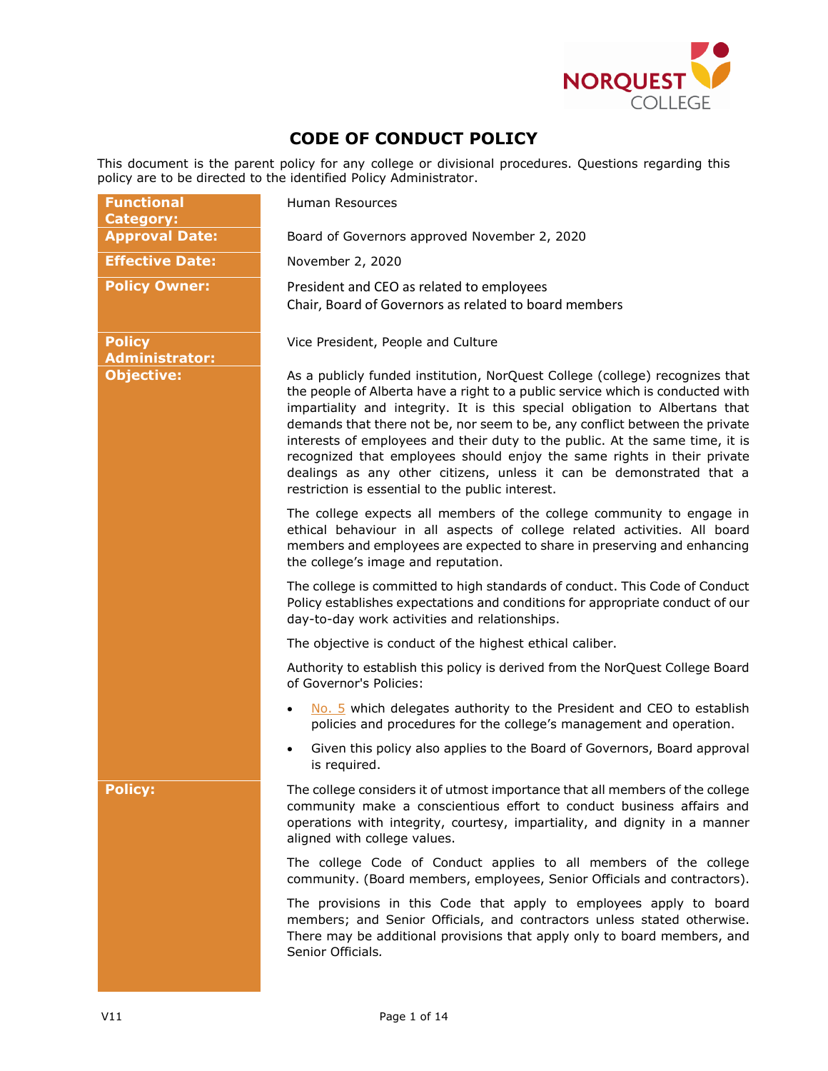# CODE OF CONDUCT POLICY

This document is the parent policy for any college or divisional procedures. Questions regarding this policy are to be directed to the identified Policy Administrator.

| | |
|---|---|
| **Functional Category:** | Human Resources |
| **Approval Date:** | Board of Governors approved November 2, 2020 |
| **Effective Date:** | November 2, 2020 |
| **Policy Owner:** | President and CEO as related to employees<br>Chair, Board of Governors as related to board members |
| **Policy Administrator:** | Vice President, People and Culture |
| **Objective:** | As a publicly funded institution, NorQuest College (college) recognizes that the people of Alberta have a right to a public service which is conducted with impartiality and integrity. It is this special obligation to Albertans that demands that there not be, nor seem to be, any conflict between the private interests of employees and their duty to the public. At the same time, it is recognized that employees should enjoy the same rights in their private dealings as any other citizens, unless it can be demonstrated that a restriction is essential to the public interest.<br><br>The college expects all members of the college community to engage in ethical behaviour in all aspects of college related activities. All board members and employees are expected to share in preserving and enhancing the college's image and reputation.<br><br>The college is committed to high standards of conduct. This Code of Conduct Policy establishes expectations and conditions for appropriate conduct of our day-to-day work activities and relationships.<br><br>The objective is conduct of the highest ethical caliber.<br><br>Authority to establish this policy is derived from the NorQuest College Board of Governor's Policies:<br><br>• No. 5 which delegates authority to the President and CEO to establish policies and procedures for the college's management and operation.<br><br>• Given this policy also applies to the Board of Governors, Board approval is required. |
| **Policy:** | The college considers it of utmost importance that all members of the college community make a conscientious effort to conduct business affairs and operations with integrity, courtesy, impartiality, and dignity in a manner aligned with college values.<br><br>The college Code of Conduct applies to all members of the college community. (Board members, employees, Senior Officials and contractors).<br><br>The provisions in this Code that apply to employees apply to board members; and Senior Officials, and contractors unless stated otherwise. There may be additional provisions that apply only to board members, and Senior Officials. |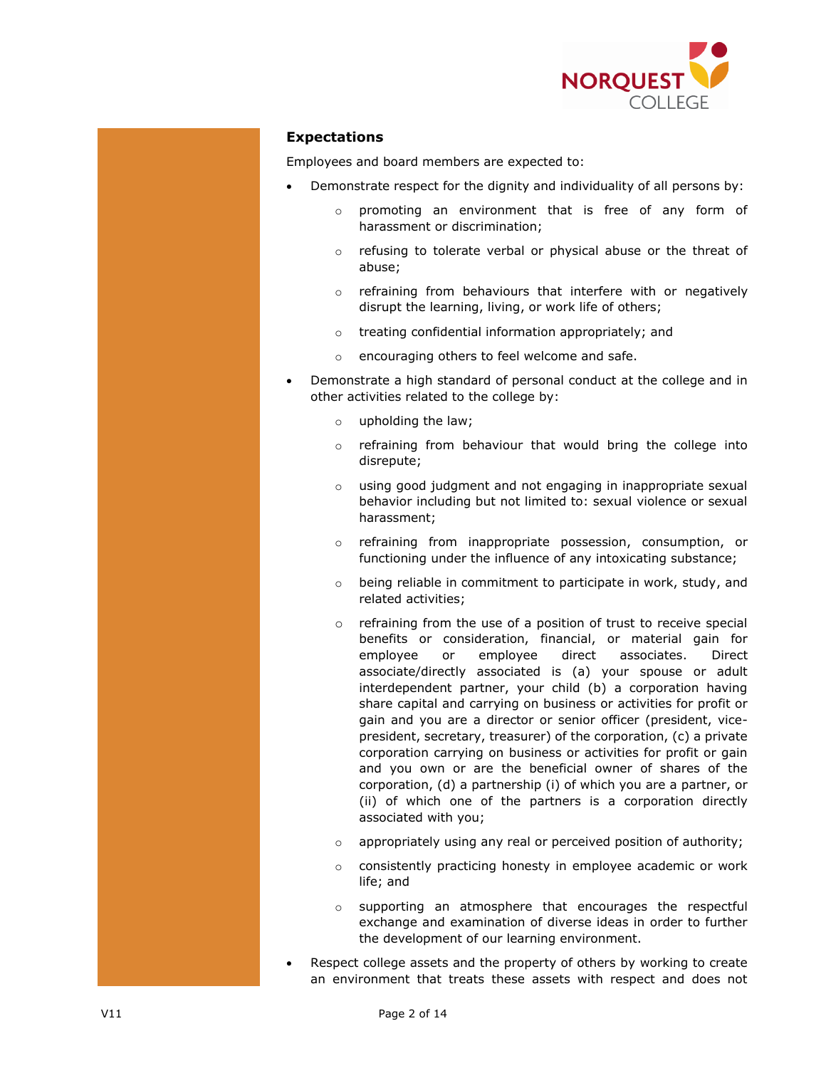### Expectations

Employees and board members are expected to:

- Demonstrate respect for the dignity and individuality of all persons by:
  - promoting an environment that is free of any form of harassment or discrimination;
  - refusing to tolerate verbal or physical abuse or the threat of abuse;
  - refraining from behaviours that interfere with or negatively disrupt the learning, living, or work life of others;
  - treating confidential information appropriately; and
  - encouraging others to feel welcome and safe.
- Demonstrate a high standard of personal conduct at the college and in other activities related to the college by:
  - upholding the law;
  - refraining from behaviour that would bring the college into disrepute;
  - using good judgment and not engaging in inappropriate sexual behavior including but not limited to: sexual violence or sexual harassment;
  - refraining from inappropriate possession, consumption, or functioning under the influence of any intoxicating substance;
  - being reliable in commitment to participate in work, study, and related activities;
  - refraining from the use of a position of trust to receive special benefits or consideration, financial, or material gain for employee or employee direct associates. Direct associate/directly associated is (a) your spouse or adult interdependent partner, your child (b) a corporation having share capital and carrying on business or activities for profit or gain and you are a director or senior officer (president, vice-president, secretary, treasurer) of the corporation, (c) a private corporation carrying on business or activities for profit or gain and you own or are the beneficial owner of shares of the corporation, (d) a partnership (i) of which you are a partner, or (ii) of which one of the partners is a corporation directly associated with you;
  - appropriately using any real or perceived position of authority;
  - consistently practicing honesty in employee academic or work life; and
  - supporting an atmosphere that encourages the respectful exchange and examination of diverse ideas in order to further the development of our learning environment.
- Respect college assets and the property of others by working to create an environment that treats these assets with respect and does not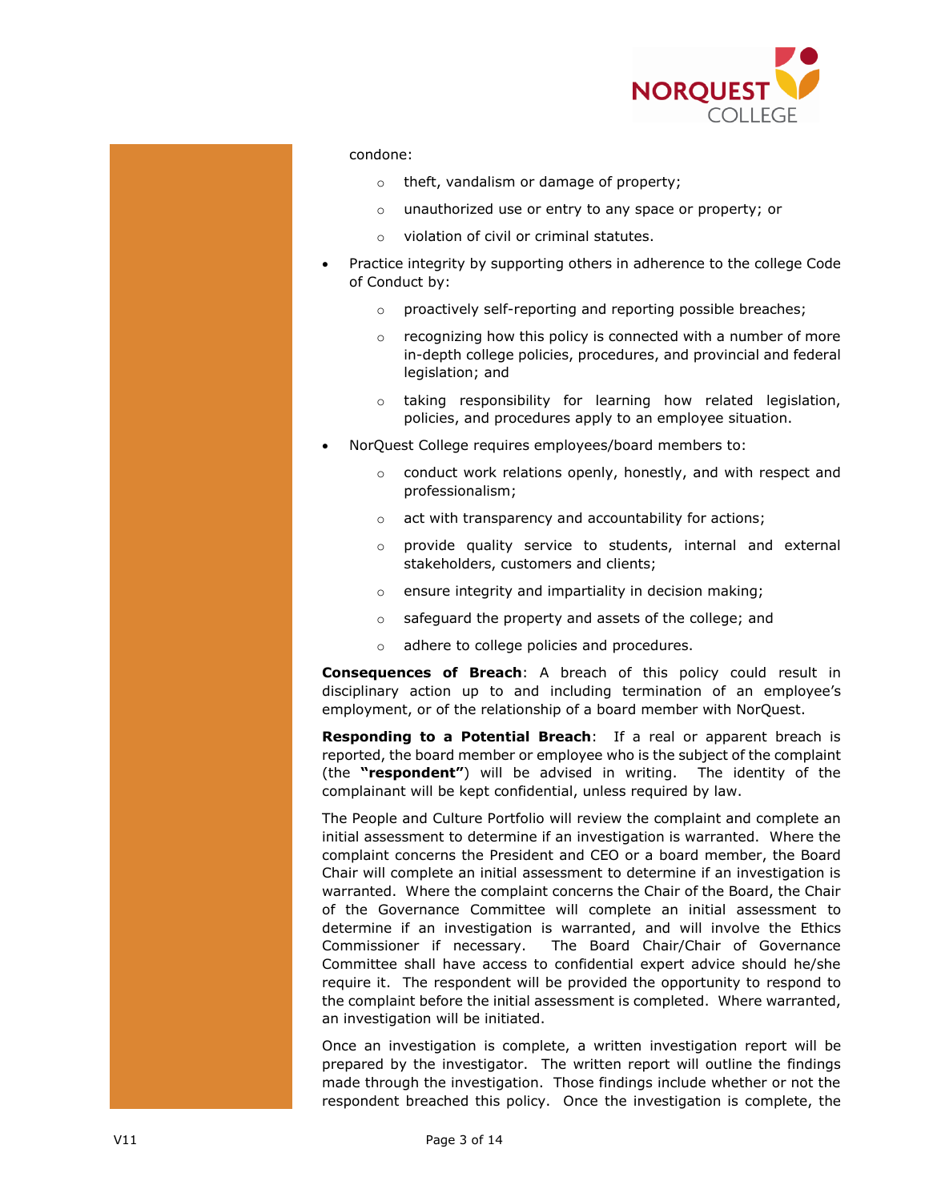condone:

  - theft, vandalism or damage of property;
  - unauthorized use or entry to any space or property; or
  - violation of civil or criminal statutes.

- Practice integrity by supporting others in adherence to the college Code of Conduct by:
  - proactively self-reporting and reporting possible breaches;
  - recognizing how this policy is connected with a number of more in-depth college policies, procedures, and provincial and federal legislation; and
  - taking responsibility for learning how related legislation, policies, and procedures apply to an employee situation.

- NorQuest College requires employees/board members to:
  - conduct work relations openly, honestly, and with respect and professionalism;
  - act with transparency and accountability for actions;
  - provide quality service to students, internal and external stakeholders, customers and clients;
  - ensure integrity and impartiality in decision making;
  - safeguard the property and assets of the college; and
  - adhere to college policies and procedures.

**Consequences of Breach**: A breach of this policy could result in disciplinary action up to and including termination of an employee's employment, or of the relationship of a board member with NorQuest.

**Responding to a Potential Breach**: If a real or apparent breach is reported, the board member or employee who is the subject of the complaint (the **"respondent"**) will be advised in writing. The identity of the complainant will be kept confidential, unless required by law.

The People and Culture Portfolio will review the complaint and complete an initial assessment to determine if an investigation is warranted. Where the complaint concerns the President and CEO or a board member, the Board Chair will complete an initial assessment to determine if an investigation is warranted. Where the complaint concerns the Chair of the Board, the Chair of the Governance Committee will complete an initial assessment to determine if an investigation is warranted, and will involve the Ethics Commissioner if necessary. The Board Chair/Chair of Governance Committee shall have access to confidential expert advice should he/she require it. The respondent will be provided the opportunity to respond to the complaint before the initial assessment is completed. Where warranted, an investigation will be initiated.

Once an investigation is complete, a written investigation report will be prepared by the investigator. The written report will outline the findings made through the investigation. Those findings include whether or not the respondent breached this policy. Once the investigation is complete, the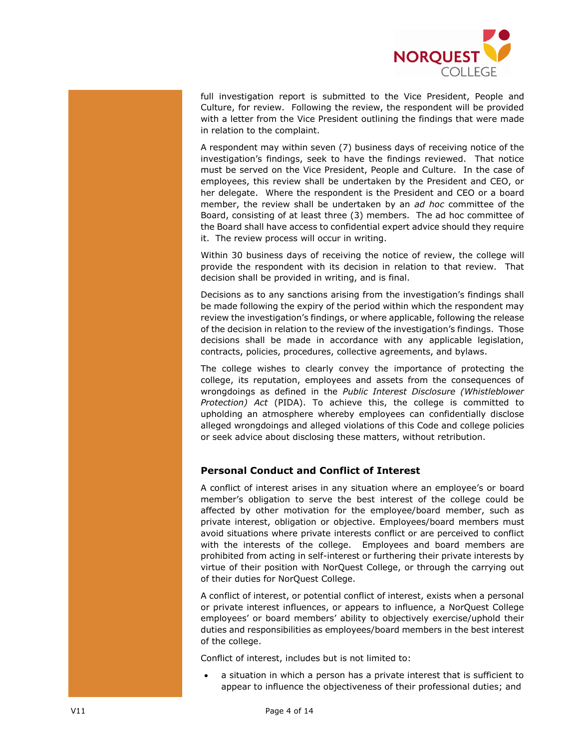full investigation report is submitted to the Vice President, People and Culture, for review. Following the review, the respondent will be provided with a letter from the Vice President outlining the findings that were made in relation to the complaint.

A respondent may within seven (7) business days of receiving notice of the investigation's findings, seek to have the findings reviewed. That notice must be served on the Vice President, People and Culture. In the case of employees, this review shall be undertaken by the President and CEO, or her delegate. Where the respondent is the President and CEO or a board member, the review shall be undertaken by an *ad hoc* committee of the Board, consisting of at least three (3) members. The ad hoc committee of the Board shall have access to confidential expert advice should they require it. The review process will occur in writing.

Within 30 business days of receiving the notice of review, the college will provide the respondent with its decision in relation to that review. That decision shall be provided in writing, and is final.

Decisions as to any sanctions arising from the investigation's findings shall be made following the expiry of the period within which the respondent may review the investigation's findings, or where applicable, following the release of the decision in relation to the review of the investigation's findings. Those decisions shall be made in accordance with any applicable legislation, contracts, policies, procedures, collective agreements, and bylaws.

The college wishes to clearly convey the importance of protecting the college, its reputation, employees and assets from the consequences of wrongdoings as defined in the *Public Interest Disclosure (Whistleblower Protection) Act* (PIDA). To achieve this, the college is committed to upholding an atmosphere whereby employees can confidentially disclose alleged wrongdoings and alleged violations of this Code and college policies or seek advice about disclosing these matters, without retribution.

## Personal Conduct and Conflict of Interest

A conflict of interest arises in any situation where an employee's or board member's obligation to serve the best interest of the college could be affected by other motivation for the employee/board member, such as private interest, obligation or objective. Employees/board members must avoid situations where private interests conflict or are perceived to conflict with the interests of the college. Employees and board members are prohibited from acting in self-interest or furthering their private interests by virtue of their position with NorQuest College, or through the carrying out of their duties for NorQuest College.

A conflict of interest, or potential conflict of interest, exists when a personal or private interest influences, or appears to influence, a NorQuest College employees' or board members' ability to objectively exercise/uphold their duties and responsibilities as employees/board members in the best interest of the college.

Conflict of interest, includes but is not limited to:

- a situation in which a person has a private interest that is sufficient to appear to influence the objectiveness of their professional duties; and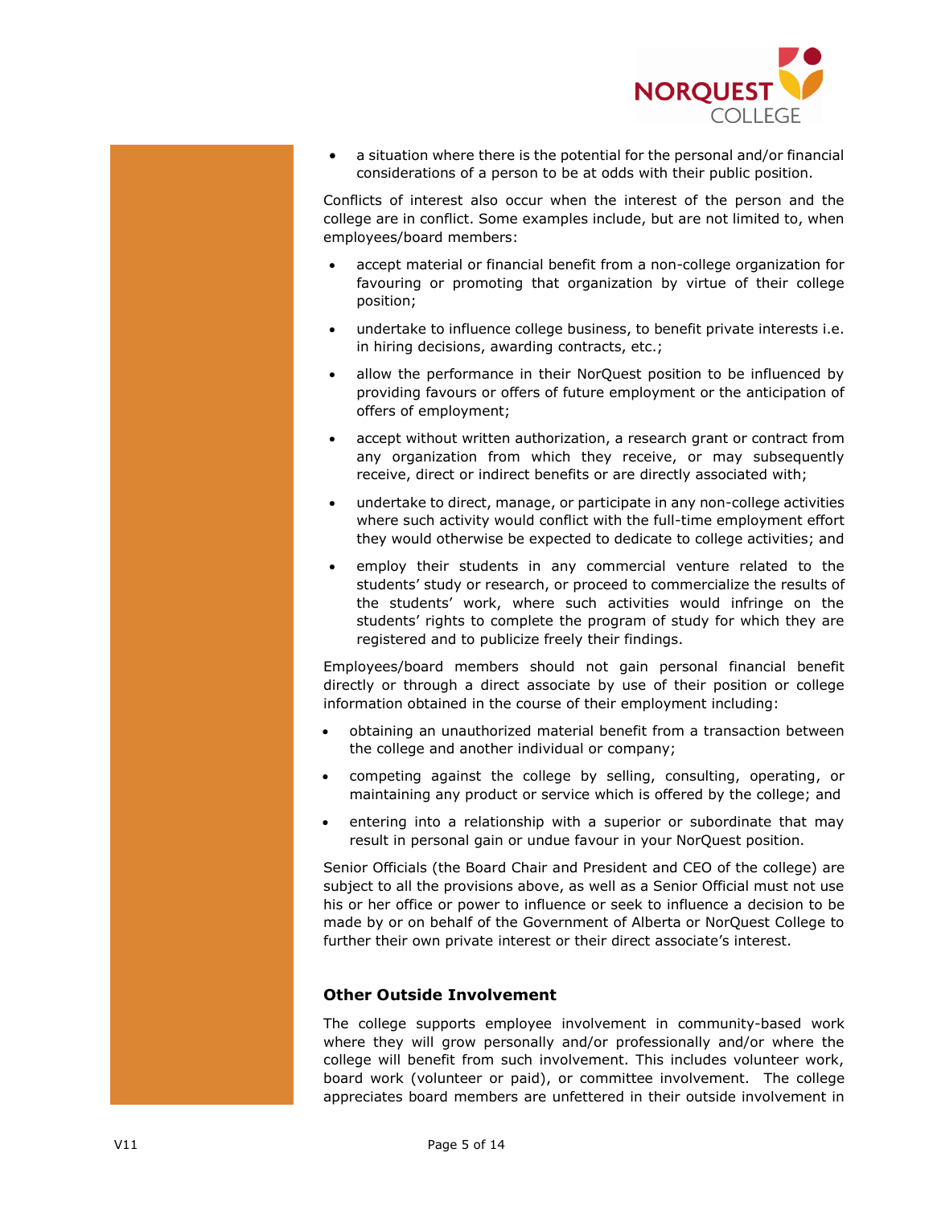- a situation where there is the potential for the personal and/or financial considerations of a person to be at odds with their public position.

Conflicts of interest also occur when the interest of the person and the college are in conflict. Some examples include, but are not limited to, when employees/board members:

- accept material or financial benefit from a non-college organization for favouring or promoting that organization by virtue of their college position;
- undertake to influence college business, to benefit private interests i.e. in hiring decisions, awarding contracts, etc.;
- allow the performance in their NorQuest position to be influenced by providing favours or offers of future employment or the anticipation of offers of employment;
- accept without written authorization, a research grant or contract from any organization from which they receive, or may subsequently receive, direct or indirect benefits or are directly associated with;
- undertake to direct, manage, or participate in any non-college activities where such activity would conflict with the full-time employment effort they would otherwise be expected to dedicate to college activities; and
- employ their students in any commercial venture related to the students' study or research, or proceed to commercialize the results of the students' work, where such activities would infringe on the students' rights to complete the program of study for which they are registered and to publicize freely their findings.

Employees/board members should not gain personal financial benefit directly or through a direct associate by use of their position or college information obtained in the course of their employment including:

- obtaining an unauthorized material benefit from a transaction between the college and another individual or company;
- competing against the college by selling, consulting, operating, or maintaining any product or service which is offered by the college; and
- entering into a relationship with a superior or subordinate that may result in personal gain or undue favour in your NorQuest position.

Senior Officials (the Board Chair and President and CEO of the college) are subject to all the provisions above, as well as a Senior Official must not use his or her office or power to influence or seek to influence a decision to be made by or on behalf of the Government of Alberta or NorQuest College to further their own private interest or their direct associate's interest.

### Other Outside Involvement

The college supports employee involvement in community-based work where they will grow personally and/or professionally and/or where the college will benefit from such involvement. This includes volunteer work, board work (volunteer or paid), or committee involvement. The college appreciates board members are unfettered in their outside involvement in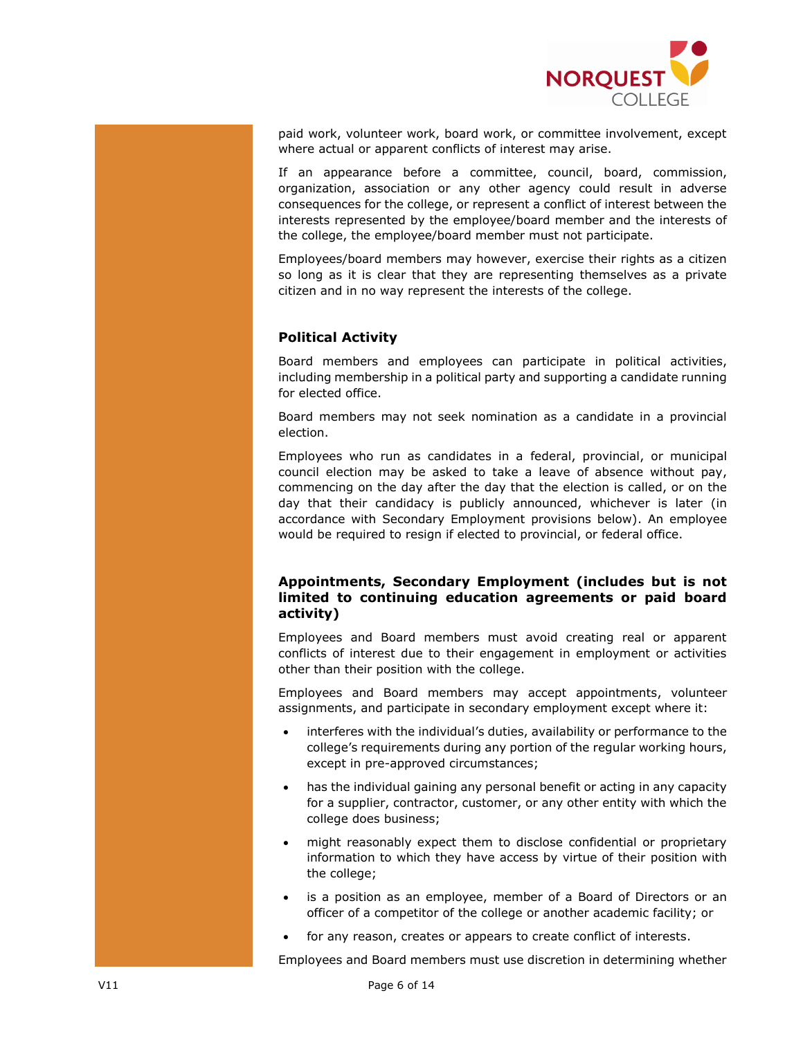paid work, volunteer work, board work, or committee involvement, except where actual or apparent conflicts of interest may arise.

If an appearance before a committee, council, board, commission, organization, association or any other agency could result in adverse consequences for the college, or represent a conflict of interest between the interests represented by the employee/board member and the interests of the college, the employee/board member must not participate.

Employees/board members may however, exercise their rights as a citizen so long as it is clear that they are representing themselves as a private citizen and in no way represent the interests of the college.

## Political Activity

Board members and employees can participate in political activities, including membership in a political party and supporting a candidate running for elected office.

Board members may not seek nomination as a candidate in a provincial election.

Employees who run as candidates in a federal, provincial, or municipal council election may be asked to take a leave of absence without pay, commencing on the day after the day that the election is called, or on the day that their candidacy is publicly announced, whichever is later (in accordance with Secondary Employment provisions below). An employee would be required to resign if elected to provincial, or federal office.

## Appointments, Secondary Employment (includes but is not limited to continuing education agreements or paid board activity)

Employees and Board members must avoid creating real or apparent conflicts of interest due to their engagement in employment or activities other than their position with the college.

Employees and Board members may accept appointments, volunteer assignments, and participate in secondary employment except where it:

- interferes with the individual's duties, availability or performance to the college's requirements during any portion of the regular working hours, except in pre-approved circumstances;
- has the individual gaining any personal benefit or acting in any capacity for a supplier, contractor, customer, or any other entity with which the college does business;
- might reasonably expect them to disclose confidential or proprietary information to which they have access by virtue of their position with the college;
- is a position as an employee, member of a Board of Directors or an officer of a competitor of the college or another academic facility; or
- for any reason, creates or appears to create conflict of interests.

Employees and Board members must use discretion in determining whether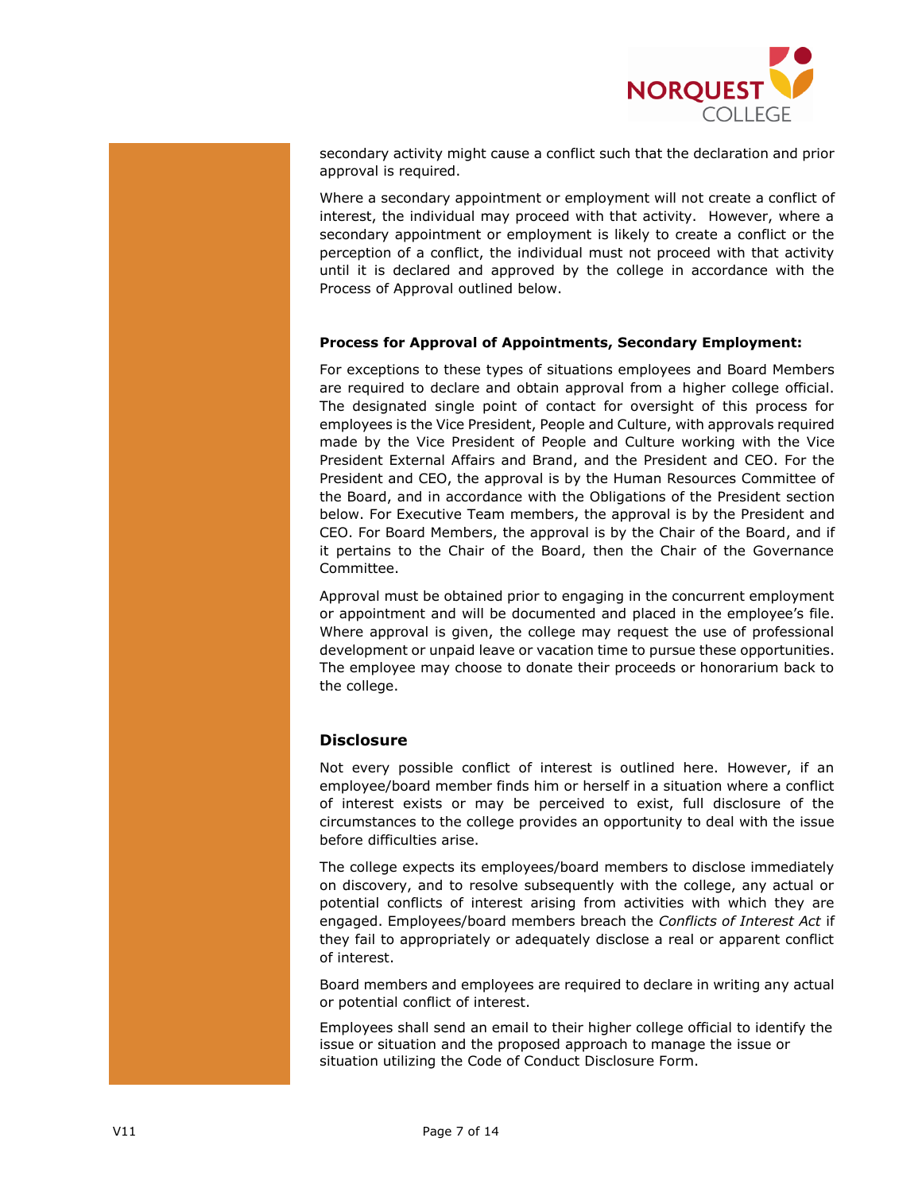secondary activity might cause a conflict such that the declaration and prior approval is required.

Where a secondary appointment or employment will not create a conflict of interest, the individual may proceed with that activity. However, where a secondary appointment or employment is likely to create a conflict or the perception of a conflict, the individual must not proceed with that activity until it is declared and approved by the college in accordance with the Process of Approval outlined below.

**Process for Approval of Appointments, Secondary Employment:**

For exceptions to these types of situations employees and Board Members are required to declare and obtain approval from a higher college official. The designated single point of contact for oversight of this process for employees is the Vice President, People and Culture, with approvals required made by the Vice President of People and Culture working with the Vice President External Affairs and Brand, and the President and CEO. For the President and CEO, the approval is by the Human Resources Committee of the Board, and in accordance with the Obligations of the President section below. For Executive Team members, the approval is by the President and CEO. For Board Members, the approval is by the Chair of the Board, and if it pertains to the Chair of the Board, then the Chair of the Governance Committee.

Approval must be obtained prior to engaging in the concurrent employment or appointment and will be documented and placed in the employee's file. Where approval is given, the college may request the use of professional development or unpaid leave or vacation time to pursue these opportunities. The employee may choose to donate their proceeds or honorarium back to the college.

## Disclosure

Not every possible conflict of interest is outlined here. However, if an employee/board member finds him or herself in a situation where a conflict of interest exists or may be perceived to exist, full disclosure of the circumstances to the college provides an opportunity to deal with the issue before difficulties arise.

The college expects its employees/board members to disclose immediately on discovery, and to resolve subsequently with the college, any actual or potential conflicts of interest arising from activities with which they are engaged. Employees/board members breach the *Conflicts of Interest Act* if they fail to appropriately or adequately disclose a real or apparent conflict of interest.

Board members and employees are required to declare in writing any actual or potential conflict of interest.

Employees shall send an email to their higher college official to identify the issue or situation and the proposed approach to manage the issue or situation utilizing the Code of Conduct Disclosure Form.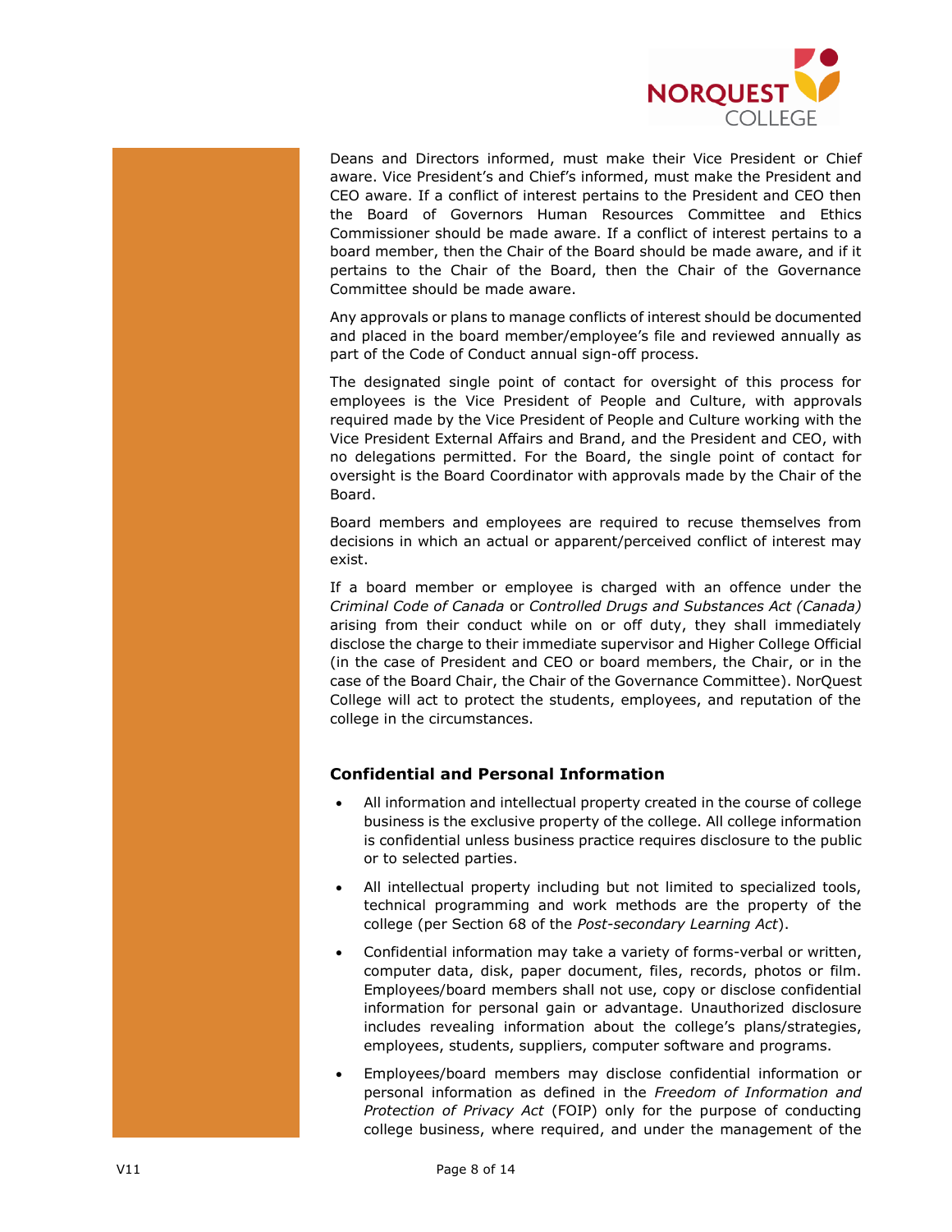Deans and Directors informed, must make their Vice President or Chief aware. Vice President's and Chief's informed, must make the President and CEO aware. If a conflict of interest pertains to the President and CEO then the Board of Governors Human Resources Committee and Ethics Commissioner should be made aware. If a conflict of interest pertains to a board member, then the Chair of the Board should be made aware, and if it pertains to the Chair of the Board, then the Chair of the Governance Committee should be made aware.

Any approvals or plans to manage conflicts of interest should be documented and placed in the board member/employee's file and reviewed annually as part of the Code of Conduct annual sign-off process.

The designated single point of contact for oversight of this process for employees is the Vice President of People and Culture, with approvals required made by the Vice President of People and Culture working with the Vice President External Affairs and Brand, and the President and CEO, with no delegations permitted. For the Board, the single point of contact for oversight is the Board Coordinator with approvals made by the Chair of the Board.

Board members and employees are required to recuse themselves from decisions in which an actual or apparent/perceived conflict of interest may exist.

If a board member or employee is charged with an offence under the *Criminal Code of Canada* or *Controlled Drugs and Substances Act (Canada)* arising from their conduct while on or off duty, they shall immediately disclose the charge to their immediate supervisor and Higher College Official (in the case of President and CEO or board members, the Chair, or in the case of the Board Chair, the Chair of the Governance Committee). NorQuest College will act to protect the students, employees, and reputation of the college in the circumstances.

### Confidential and Personal Information

- All information and intellectual property created in the course of college business is the exclusive property of the college. All college information is confidential unless business practice requires disclosure to the public or to selected parties.
- All intellectual property including but not limited to specialized tools, technical programming and work methods are the property of the college (per Section 68 of the *Post-secondary Learning Act*).
- Confidential information may take a variety of forms-verbal or written, computer data, disk, paper document, files, records, photos or film. Employees/board members shall not use, copy or disclose confidential information for personal gain or advantage. Unauthorized disclosure includes revealing information about the college's plans/strategies, employees, students, suppliers, computer software and programs.
- Employees/board members may disclose confidential information or personal information as defined in the *Freedom of Information and Protection of Privacy Act* (FOIP) only for the purpose of conducting college business, where required, and under the management of the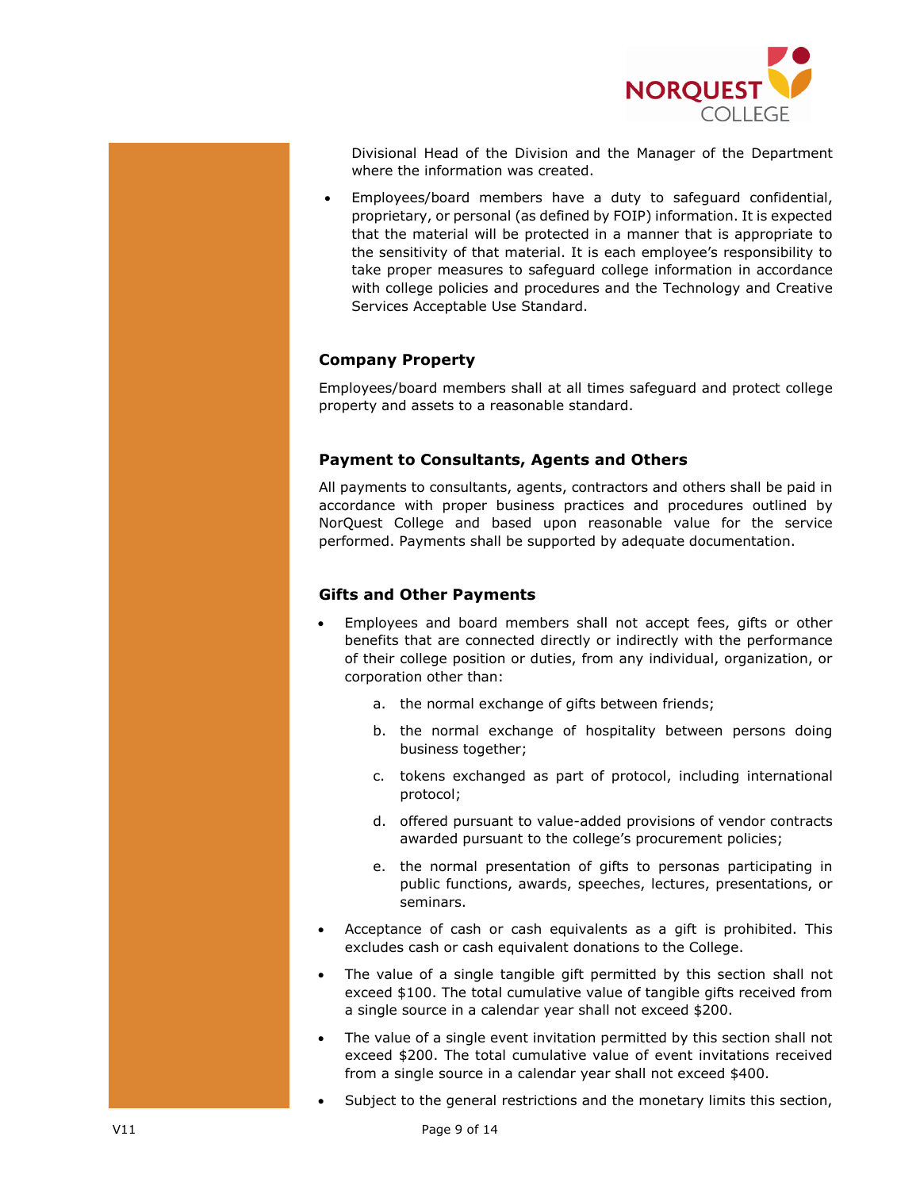Divisional Head of the Division and the Manager of the Department where the information was created.

- Employees/board members have a duty to safeguard confidential, proprietary, or personal (as defined by FOIP) information. It is expected that the material will be protected in a manner that is appropriate to the sensitivity of that material. It is each employee's responsibility to take proper measures to safeguard college information in accordance with college policies and procedures and the Technology and Creative Services Acceptable Use Standard.

### Company Property

Employees/board members shall at all times safeguard and protect college property and assets to a reasonable standard.

### Payment to Consultants, Agents and Others

All payments to consultants, agents, contractors and others shall be paid in accordance with proper business practices and procedures outlined by NorQuest College and based upon reasonable value for the service performed. Payments shall be supported by adequate documentation.

### Gifts and Other Payments

- Employees and board members shall not accept fees, gifts or other benefits that are connected directly or indirectly with the performance of their college position or duties, from any individual, organization, or corporation other than:
    a. the normal exchange of gifts between friends;
    b. the normal exchange of hospitality between persons doing business together;
    c. tokens exchanged as part of protocol, including international protocol;
    d. offered pursuant to value-added provisions of vendor contracts awarded pursuant to the college's procurement policies;
    e. the normal presentation of gifts to personas participating in public functions, awards, speeches, lectures, presentations, or seminars.
- Acceptance of cash or cash equivalents as a gift is prohibited. This excludes cash or cash equivalent donations to the College.
- The value of a single tangible gift permitted by this section shall not exceed $100. The total cumulative value of tangible gifts received from a single source in a calendar year shall not exceed $200.
- The value of a single event invitation permitted by this section shall not exceed $200. The total cumulative value of event invitations received from a single source in a calendar year shall not exceed $400.
- Subject to the general restrictions and the monetary limits this section,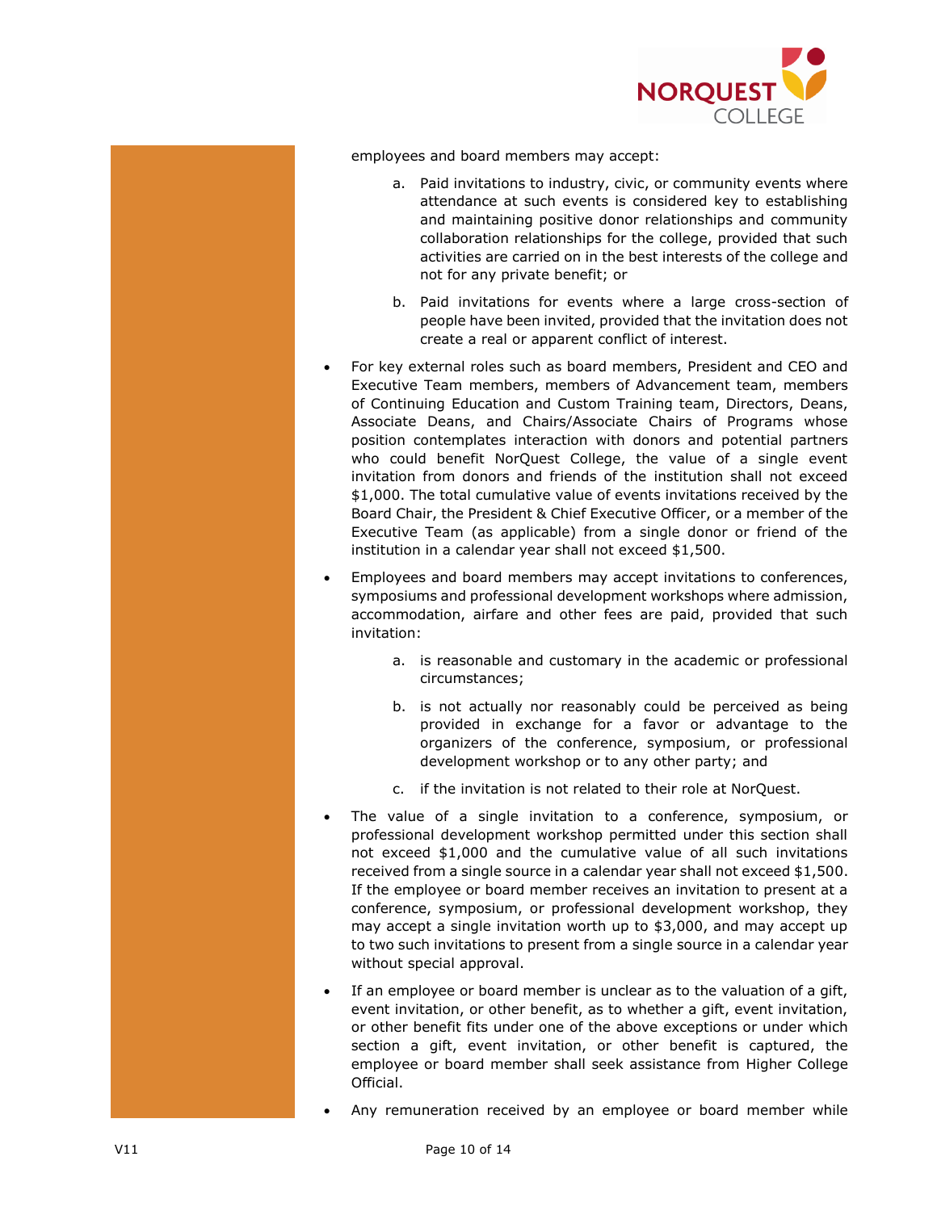employees and board members may accept:

  a. Paid invitations to industry, civic, or community events where attendance at such events is considered key to establishing and maintaining positive donor relationships and community collaboration relationships for the college, provided that such activities are carried on in the best interests of the college and not for any private benefit; or

  b. Paid invitations for events where a large cross-section of people have been invited, provided that the invitation does not create a real or apparent conflict of interest.

- For key external roles such as board members, President and CEO and Executive Team members, members of Advancement team, members of Continuing Education and Custom Training team, Directors, Deans, Associate Deans, and Chairs/Associate Chairs of Programs whose position contemplates interaction with donors and potential partners who could benefit NorQuest College, the value of a single event invitation from donors and friends of the institution shall not exceed $1,000. The total cumulative value of events invitations received by the Board Chair, the President & Chief Executive Officer, or a member of the Executive Team (as applicable) from a single donor or friend of the institution in a calendar year shall not exceed $1,500.

- Employees and board members may accept invitations to conferences, symposiums and professional development workshops where admission, accommodation, airfare and other fees are paid, provided that such invitation:

  a. is reasonable and customary in the academic or professional circumstances;

  b. is not actually nor reasonably could be perceived as being provided in exchange for a favor or advantage to the organizers of the conference, symposium, or professional development workshop or to any other party; and

  c. if the invitation is not related to their role at NorQuest.

- The value of a single invitation to a conference, symposium, or professional development workshop permitted under this section shall not exceed $1,000 and the cumulative value of all such invitations received from a single source in a calendar year shall not exceed $1,500. If the employee or board member receives an invitation to present at a conference, symposium, or professional development workshop, they may accept a single invitation worth up to $3,000, and may accept up to two such invitations to present from a single source in a calendar year without special approval.

- If an employee or board member is unclear as to the valuation of a gift, event invitation, or other benefit, as to whether a gift, event invitation, or other benefit fits under one of the above exceptions or under which section a gift, event invitation, or other benefit is captured, the employee or board member shall seek assistance from Higher College Official.

- Any remuneration received by an employee or board member while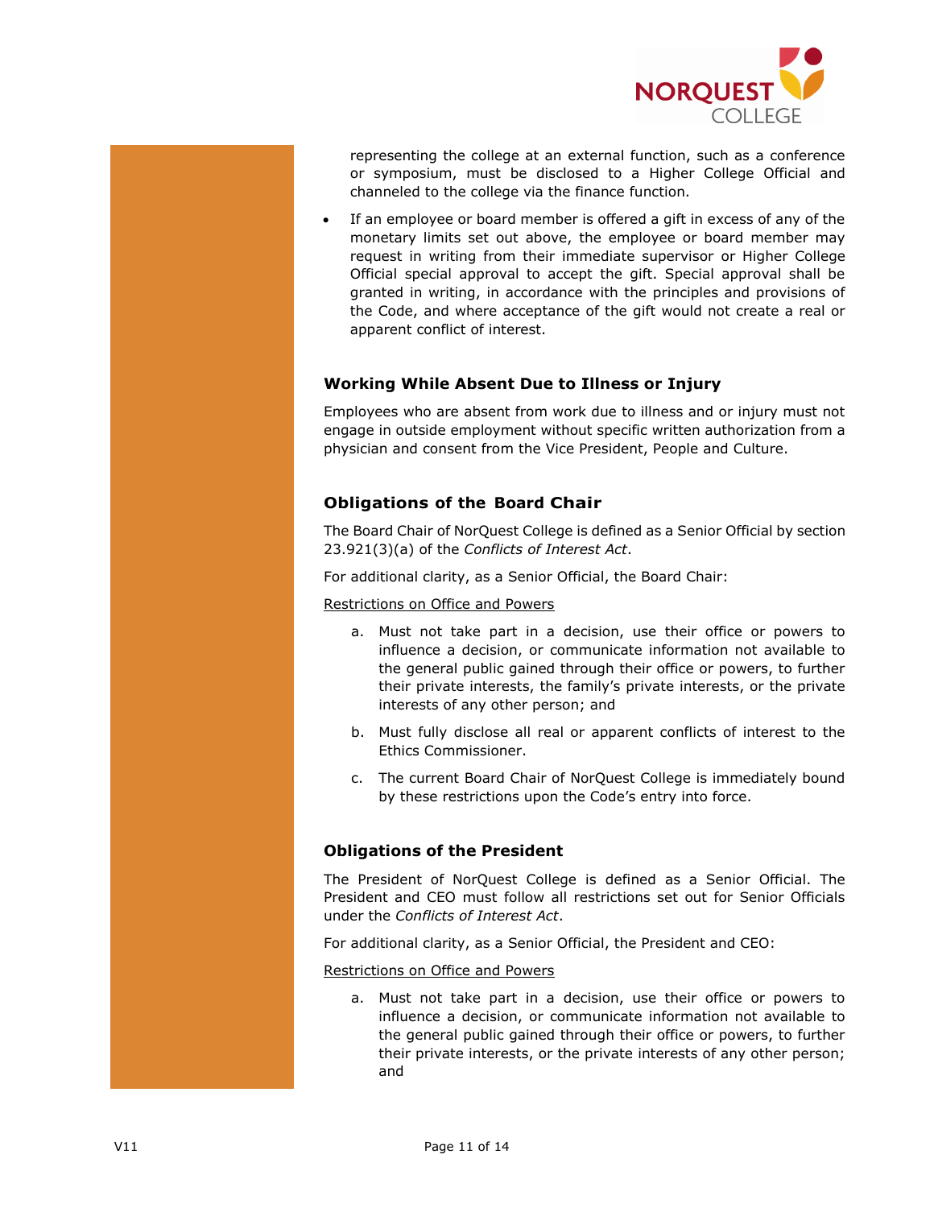representing the college at an external function, such as a conference or symposium, must be disclosed to a Higher College Official and channeled to the college via the finance function.

- If an employee or board member is offered a gift in excess of any of the monetary limits set out above, the employee or board member may request in writing from their immediate supervisor or Higher College Official special approval to accept the gift. Special approval shall be granted in writing, in accordance with the principles and provisions of the Code, and where acceptance of the gift would not create a real or apparent conflict of interest.

### Working While Absent Due to Illness or Injury

Employees who are absent from work due to illness and or injury must not engage in outside employment without specific written authorization from a physician and consent from the Vice President, People and Culture.

### Obligations of the Board Chair

The Board Chair of NorQuest College is defined as a Senior Official by section 23.921(3)(a) of the *Conflicts of Interest Act*.

For additional clarity, as a Senior Official, the Board Chair:

<u>Restrictions on Office and Powers</u>

a. Must not take part in a decision, use their office or powers to influence a decision, or communicate information not available to the general public gained through their office or powers, to further their private interests, the family's private interests, or the private interests of any other person; and

b. Must fully disclose all real or apparent conflicts of interest to the Ethics Commissioner.

c. The current Board Chair of NorQuest College is immediately bound by these restrictions upon the Code's entry into force.

### Obligations of the President

The President of NorQuest College is defined as a Senior Official. The President and CEO must follow all restrictions set out for Senior Officials under the *Conflicts of Interest Act*.

For additional clarity, as a Senior Official, the President and CEO:

<u>Restrictions on Office and Powers</u>

a. Must not take part in a decision, use their office or powers to influence a decision, or communicate information not available to the general public gained through their office or powers, to further their private interests, or the private interests of any other person; and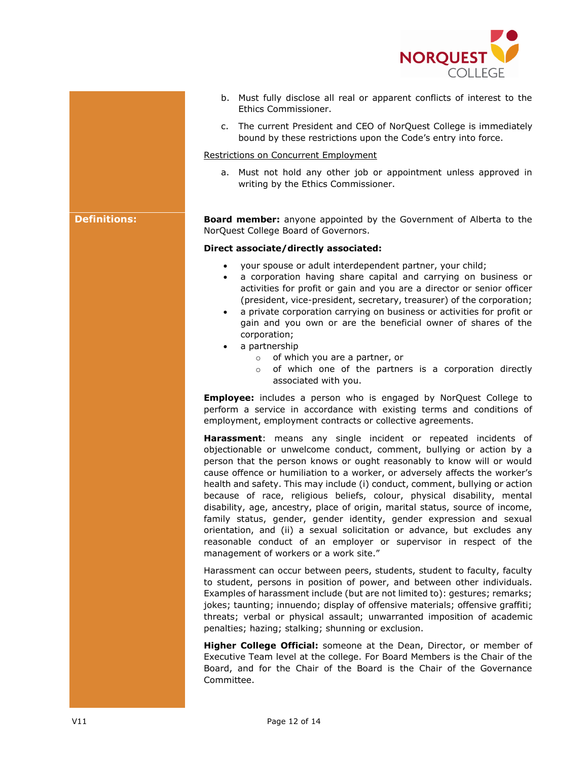b. Must fully disclose all real or apparent conflicts of interest to the Ethics Commissioner.

c. The current President and CEO of NorQuest College is immediately bound by these restrictions upon the Code's entry into force.

<u>Restrictions on Concurrent Employment</u>

a. Must not hold any other job or appointment unless approved in writing by the Ethics Commissioner.

## Definitions:

**Board member:** anyone appointed by the Government of Alberta to the NorQuest College Board of Governors.

**Direct associate/directly associated:**

- your spouse or adult interdependent partner, your child;
- a corporation having share capital and carrying on business or activities for profit or gain and you are a director or senior officer (president, vice-president, secretary, treasurer) of the corporation;
- a private corporation carrying on business or activities for profit or gain and you own or are the beneficial owner of shares of the corporation;
- a partnership
  - of which you are a partner, or
  - of which one of the partners is a corporation directly associated with you.

**Employee:** includes a person who is engaged by NorQuest College to perform a service in accordance with existing terms and conditions of employment, employment contracts or collective agreements.

**Harassment**: means any single incident or repeated incidents of objectionable or unwelcome conduct, comment, bullying or action by a person that the person knows or ought reasonably to know will or would cause offence or humiliation to a worker, or adversely affects the worker's health and safety. This may include (i) conduct, comment, bullying or action because of race, religious beliefs, colour, physical disability, mental disability, age, ancestry, place of origin, marital status, source of income, family status, gender, gender identity, gender expression and sexual orientation, and (ii) a sexual solicitation or advance, but excludes any reasonable conduct of an employer or supervisor in respect of the management of workers or a work site."

Harassment can occur between peers, students, student to faculty, faculty to student, persons in position of power, and between other individuals. Examples of harassment include (but are not limited to): gestures; remarks; jokes; taunting; innuendo; display of offensive materials; offensive graffiti; threats; verbal or physical assault; unwarranted imposition of academic penalties; hazing; stalking; shunning or exclusion.

**Higher College Official:** someone at the Dean, Director, or member of Executive Team level at the college. For Board Members is the Chair of the Board, and for the Chair of the Board is the Chair of the Governance Committee.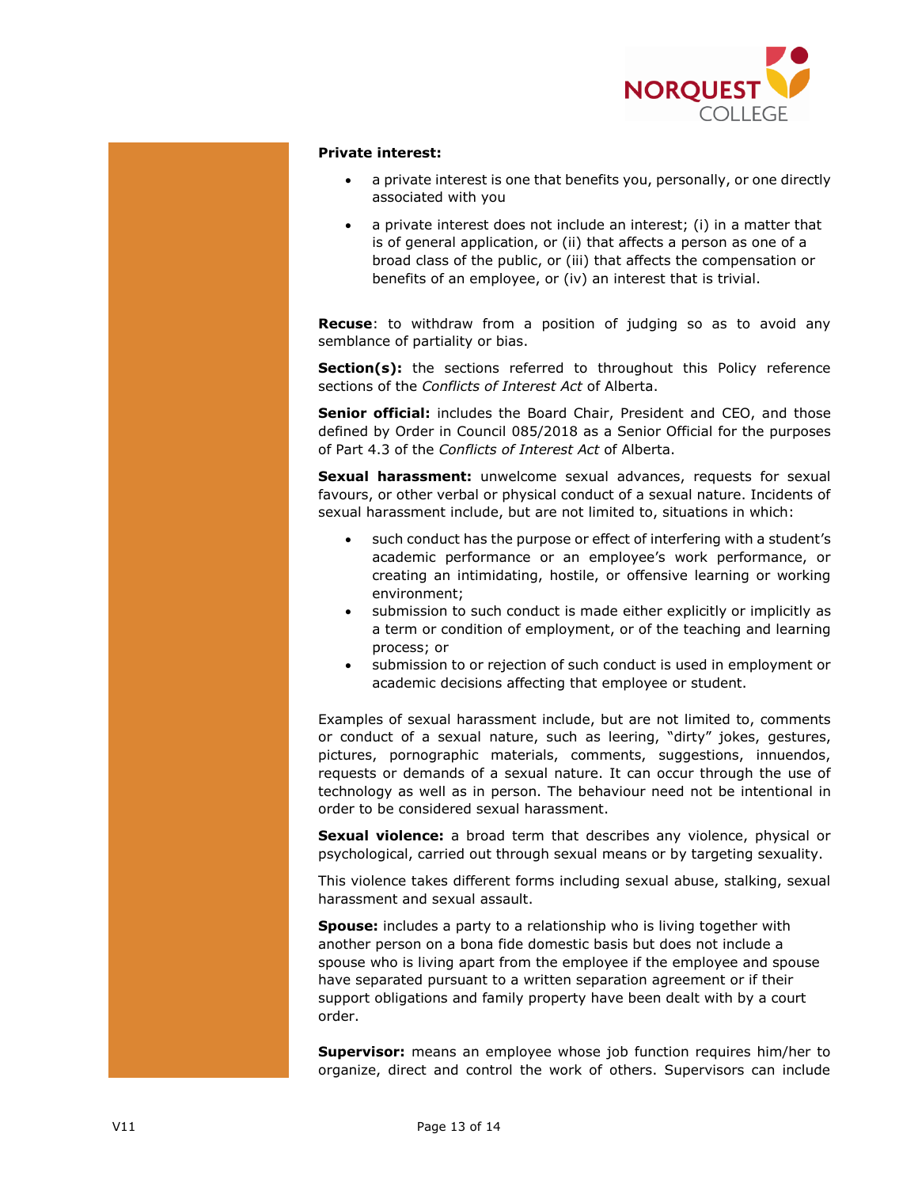**Private interest:**

- a private interest is one that benefits you, personally, or one directly associated with you
- a private interest does not include an interest; (i) in a matter that is of general application, or (ii) that affects a person as one of a broad class of the public, or (iii) that affects the compensation or benefits of an employee, or (iv) an interest that is trivial.

**Recuse**: to withdraw from a position of judging so as to avoid any semblance of partiality or bias.

**Section(s):** the sections referred to throughout this Policy reference sections of the *Conflicts of Interest Act* of Alberta.

**Senior official:** includes the Board Chair, President and CEO, and those defined by Order in Council 085/2018 as a Senior Official for the purposes of Part 4.3 of the *Conflicts of Interest Act* of Alberta.

**Sexual harassment:** unwelcome sexual advances, requests for sexual favours, or other verbal or physical conduct of a sexual nature. Incidents of sexual harassment include, but are not limited to, situations in which:

- such conduct has the purpose or effect of interfering with a student's academic performance or an employee's work performance, or creating an intimidating, hostile, or offensive learning or working environment;
- submission to such conduct is made either explicitly or implicitly as a term or condition of employment, or of the teaching and learning process; or
- submission to or rejection of such conduct is used in employment or academic decisions affecting that employee or student.

Examples of sexual harassment include, but are not limited to, comments or conduct of a sexual nature, such as leering, "dirty" jokes, gestures, pictures, pornographic materials, comments, suggestions, innuendos, requests or demands of a sexual nature. It can occur through the use of technology as well as in person. The behaviour need not be intentional in order to be considered sexual harassment.

**Sexual violence:** a broad term that describes any violence, physical or psychological, carried out through sexual means or by targeting sexuality.

This violence takes different forms including sexual abuse, stalking, sexual harassment and sexual assault.

**Spouse:** includes a party to a relationship who is living together with another person on a bona fide domestic basis but does not include a spouse who is living apart from the employee if the employee and spouse have separated pursuant to a written separation agreement or if their support obligations and family property have been dealt with by a court order.

**Supervisor:** means an employee whose job function requires him/her to organize, direct and control the work of others. Supervisors can include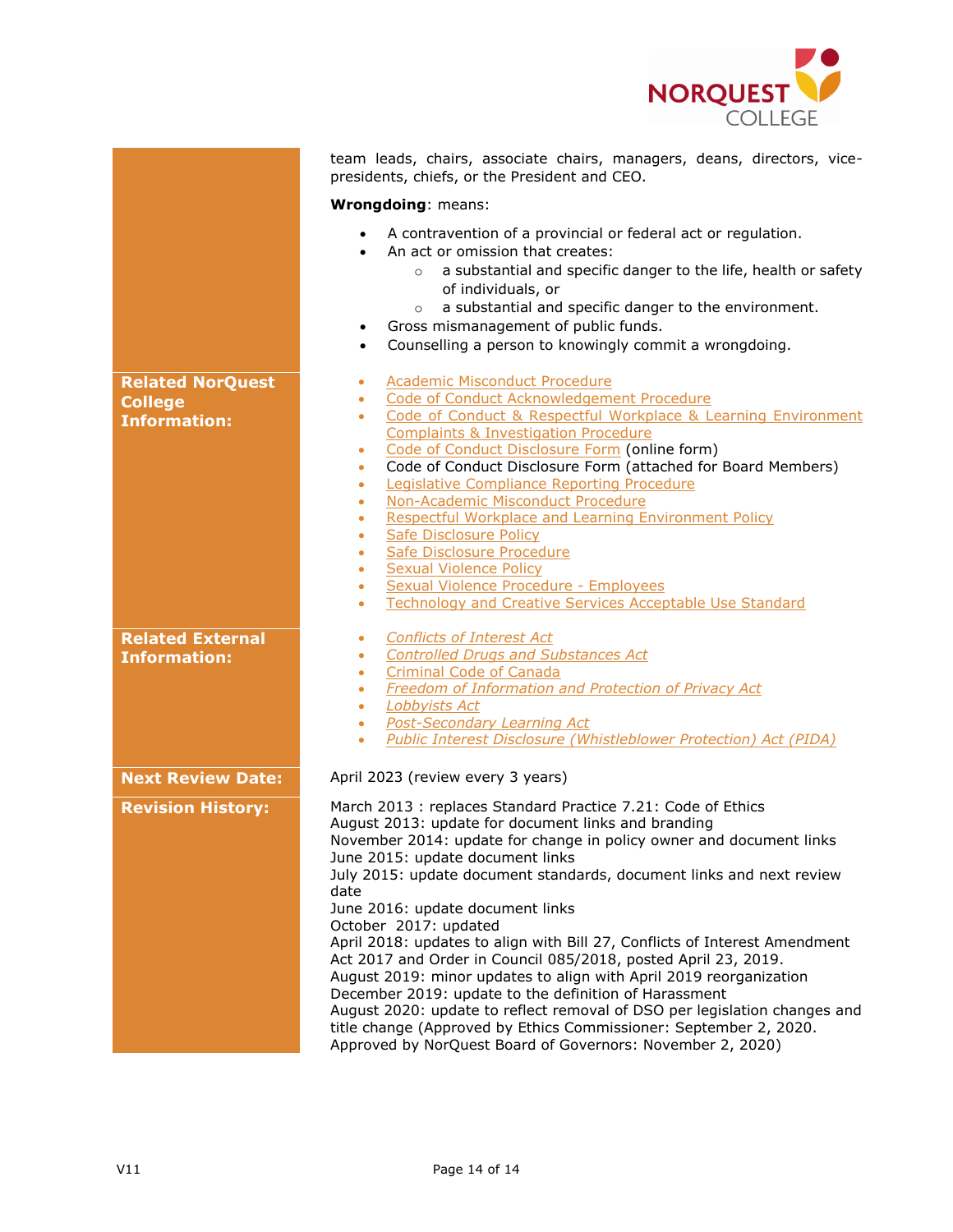team leads, chairs, associate chairs, managers, deans, directors, vice-presidents, chiefs, or the President and CEO.

**Wrongdoing**: means:

- A contravention of a provincial or federal act or regulation.
- An act or omission that creates:
  - a substantial and specific danger to the life, health or safety of individuals, or
  - a substantial and specific danger to the environment.
- Gross mismanagement of public funds.
- Counselling a person to knowingly commit a wrongdoing.

| | |
|---|---|
| **Related NorQuest College Information:** | • Academic Misconduct Procedure<br>• Code of Conduct Acknowledgement Procedure<br>• Code of Conduct & Respectful Workplace & Learning Environment Complaints & Investigation Procedure<br>• Code of Conduct Disclosure Form (online form)<br>• Code of Conduct Disclosure Form (attached for Board Members)<br>• Legislative Compliance Reporting Procedure<br>• Non-Academic Misconduct Procedure<br>• Respectful Workplace and Learning Environment Policy<br>• Safe Disclosure Policy<br>• Safe Disclosure Procedure<br>• Sexual Violence Policy<br>• Sexual Violence Procedure - Employees<br>• Technology and Creative Services Acceptable Use Standard |
| **Related External Information:** | • *Conflicts of Interest Act*<br>• *Controlled Drugs and Substances Act*<br>• Criminal Code of Canada<br>• *Freedom of Information and Protection of Privacy Act*<br>• *Lobbyists Act*<br>• *Post-Secondary Learning Act*<br>• *Public Interest Disclosure (Whistleblower Protection) Act (PIDA)* |
| **Next Review Date:** | April 2023 (review every 3 years) |
| **Revision History:** | March 2013 : replaces Standard Practice 7.21: Code of Ethics<br>August 2013: update for document links and branding<br>November 2014: update for change in policy owner and document links<br>June 2015: update document links<br>July 2015: update document standards, document links and next review date<br>June 2016: update document links<br>October 2017: updated<br>April 2018: updates to align with Bill 27, Conflicts of Interest Amendment Act 2017 and Order in Council 085/2018, posted April 23, 2019.<br>August 2019: minor updates to align with April 2019 reorganization<br>December 2019: update to the definition of Harassment<br>August 2020: update to reflect removal of DSO per legislation changes and title change (Approved by Ethics Commissioner: September 2, 2020. Approved by NorQuest Board of Governors: November 2, 2020) |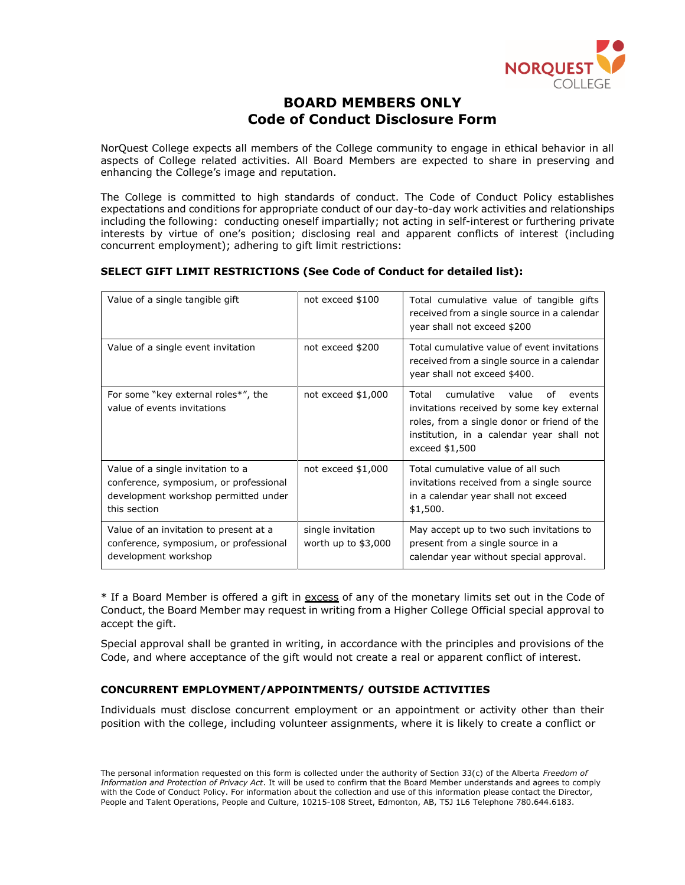# BOARD MEMBERS ONLY
# Code of Conduct Disclosure Form

NorQuest College expects all members of the College community to engage in ethical behavior in all aspects of College related activities. All Board Members are expected to share in preserving and enhancing the College's image and reputation.

The College is committed to high standards of conduct. The Code of Conduct Policy establishes expectations and conditions for appropriate conduct of our day-to-day work activities and relationships including the following: conducting oneself impartially; not acting in self-interest or furthering private interests by virtue of one's position; disclosing real and apparent conflicts of interest (including concurrent employment); adhering to gift limit restrictions:

**SELECT GIFT LIMIT RESTRICTIONS (See Code of Conduct for detailed list):**

| | | |
|---|---|---|
| Value of a single tangible gift | not exceed $100 | Total cumulative value of tangible gifts received from a single source in a calendar year shall not exceed $200 |
| Value of a single event invitation | not exceed $200 | Total cumulative value of event invitations received from a single source in a calendar year shall not exceed $400. |
| For some "key external roles*", the value of events invitations | not exceed $1,000 | Total cumulative value of events invitations received by some key external roles, from a single donor or friend of the institution, in a calendar year shall not exceed $1,500 |
| Value of a single invitation to a conference, symposium, or professional development workshop permitted under this section | not exceed $1,000 | Total cumulative value of all such invitations received from a single source in a calendar year shall not exceed $1,500. |
| Value of an invitation to present at a conference, symposium, or professional development workshop | single invitation worth up to $3,000 | May accept up to two such invitations to present from a single source in a calendar year without special approval. |

* If a Board Member is offered a gift in <u>excess</u> of any of the monetary limits set out in the Code of Conduct, the Board Member may request in writing from a Higher College Official special approval to accept the gift.

Special approval shall be granted in writing, in accordance with the principles and provisions of the Code, and where acceptance of the gift would not create a real or apparent conflict of interest.

### CONCURRENT EMPLOYMENT/APPOINTMENTS/ OUTSIDE ACTIVITIES

Individuals must disclose concurrent employment or an appointment or activity other than their position with the college, including volunteer assignments, where it is likely to create a conflict or

The personal information requested on this form is collected under the authority of Section 33(c) of the Alberta *Freedom of Information and Protection of Privacy Act*. It will be used to confirm that the Board Member understands and agrees to comply with the Code of Conduct Policy. For information about the collection and use of this information please contact the Director, People and Talent Operations, People and Culture, 10215-108 Street, Edmonton, AB, T5J 1L6 Telephone 780.644.6183.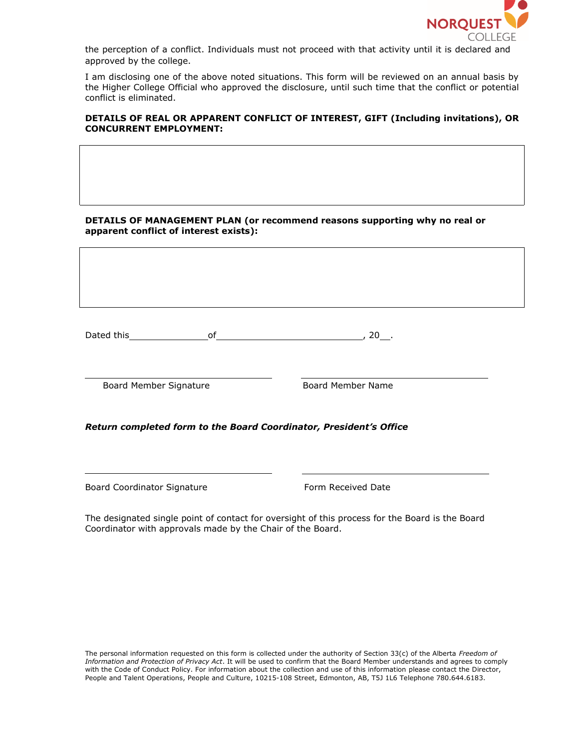the perception of a conflict. Individuals must not proceed with that activity until it is declared and approved by the college.

I am disclosing one of the above noted situations. This form will be reviewed on an annual basis by the Higher College Official who approved the disclosure, until such time that the conflict or potential conflict is eliminated.

**DETAILS OF REAL OR APPARENT CONFLICT OF INTEREST, GIFT (Including invitations), OR CONCURRENT EMPLOYMENT:**

| |
|---|
| |

**DETAILS OF MANAGEMENT PLAN (or recommend reasons supporting why no real or apparent conflict of interest exists):**

| |
|---|
| |

Dated this\_\_\_\_\_\_\_\_\_\_\_\_\_\_\_\_of\_\_\_\_\_\_\_\_\_\_\_\_\_\_\_\_\_\_\_\_\_\_\_\_\_\_\_\_\_\_, 20\_\_.

\_\_\_\_\_\_\_\_\_\_\_\_\_\_\_\_\_\_\_\_\_\_\_\_\_\_\_\_\_\_ \_\_\_\_\_\_\_\_\_\_\_\_\_\_\_\_\_\_\_\_\_\_\_\_\_\_\_\_\_\_

Board Member Signature    Board Member Name

***Return completed form to the Board Coordinator, President's Office***

\_\_\_\_\_\_\_\_\_\_\_\_\_\_\_\_\_\_\_\_\_\_\_\_\_\_\_\_\_\_ \_\_\_\_\_\_\_\_\_\_\_\_\_\_\_\_\_\_\_\_\_\_\_\_\_\_\_\_\_\_

Board Coordinator Signature    Form Received Date

The designated single point of contact for oversight of this process for the Board is the Board Coordinator with approvals made by the Chair of the Board.

The personal information requested on this form is collected under the authority of Section 33(c) of the Alberta *Freedom of Information and Protection of Privacy Act*. It will be used to confirm that the Board Member understands and agrees to comply with the Code of Conduct Policy. For information about the collection and use of this information please contact the Director, People and Talent Operations, People and Culture, 10215-108 Street, Edmonton, AB, T5J 1L6 Telephone 780.644.6183.